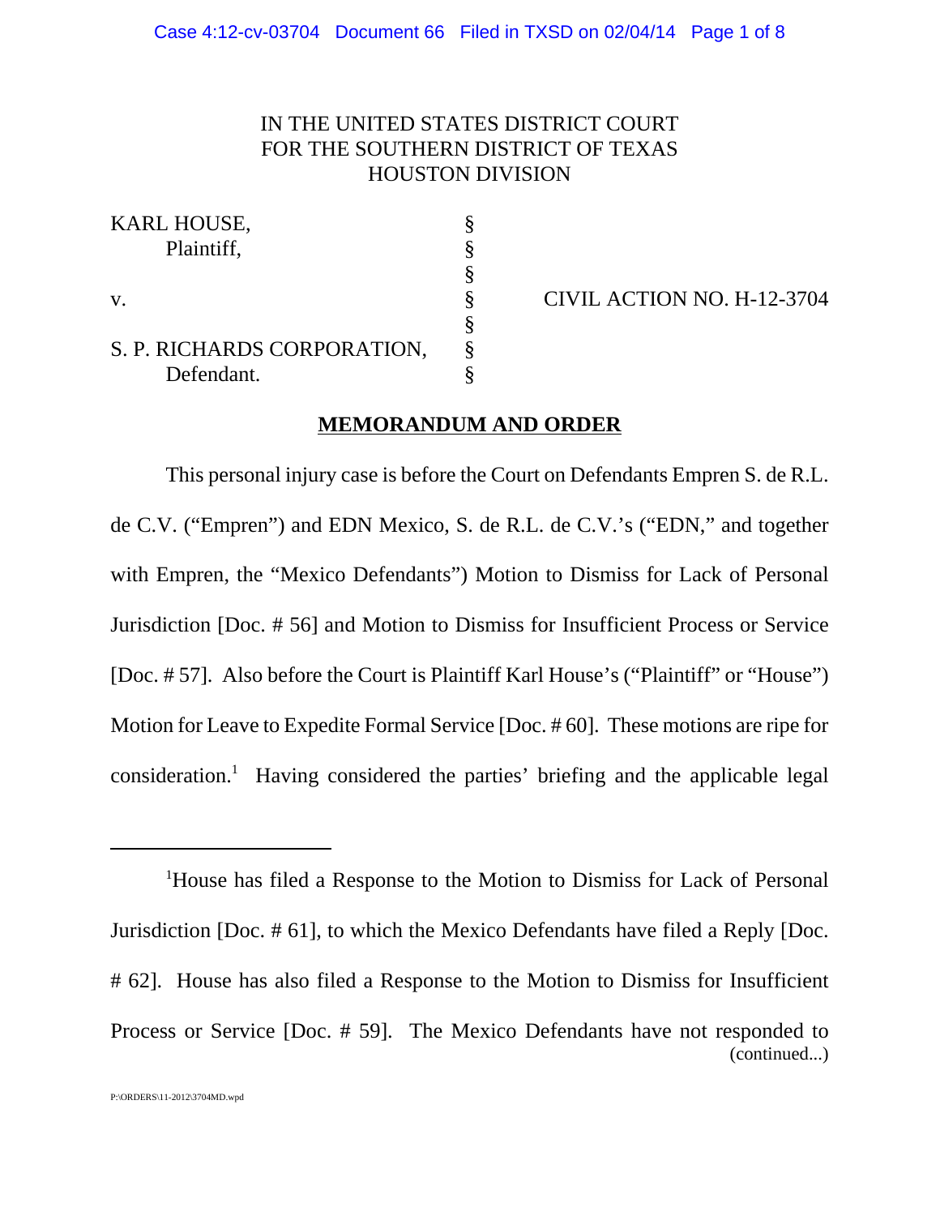IN THE UNITED STATES DISTRICT COURT
FOR THE SOUTHERN DISTRICT OF TEXAS
HOUSTON DIVISION

| | | |
|---|---|---|
| KARL HOUSE, Plaintiff, | § | |
| | § | |
| v. | § | CIVIL ACTION NO. H-12-3704 |
| | § | |
| S. P. RICHARDS CORPORATION, Defendant. | § | |

**MEMORANDUM AND ORDER**

This personal injury case is before the Court on Defendants Empren S. de R.L. de C.V. ("Empren") and EDN Mexico, S. de R.L. de C.V.'s ("EDN," and together with Empren, the "Mexico Defendants") Motion to Dismiss for Lack of Personal Jurisdiction [Doc. # 56] and Motion to Dismiss for Insufficient Process or Service [Doc. # 57]. Also before the Court is Plaintiff Karl House's ("Plaintiff" or "House") Motion for Leave to Expedite Formal Service [Doc. # 60]. These motions are ripe for consideration.[1] Having considered the parties' briefing and the applicable legal

---

[1]House has filed a Response to the Motion to Dismiss for Lack of Personal Jurisdiction [Doc. # 61], to which the Mexico Defendants have filed a Reply [Doc. # 62]. House has also filed a Response to the Motion to Dismiss for Insufficient Process or Service [Doc. # 59]. The Mexico Defendants have not responded to (continued...)

P:\ORDERS\11-2012\3704MD.wpd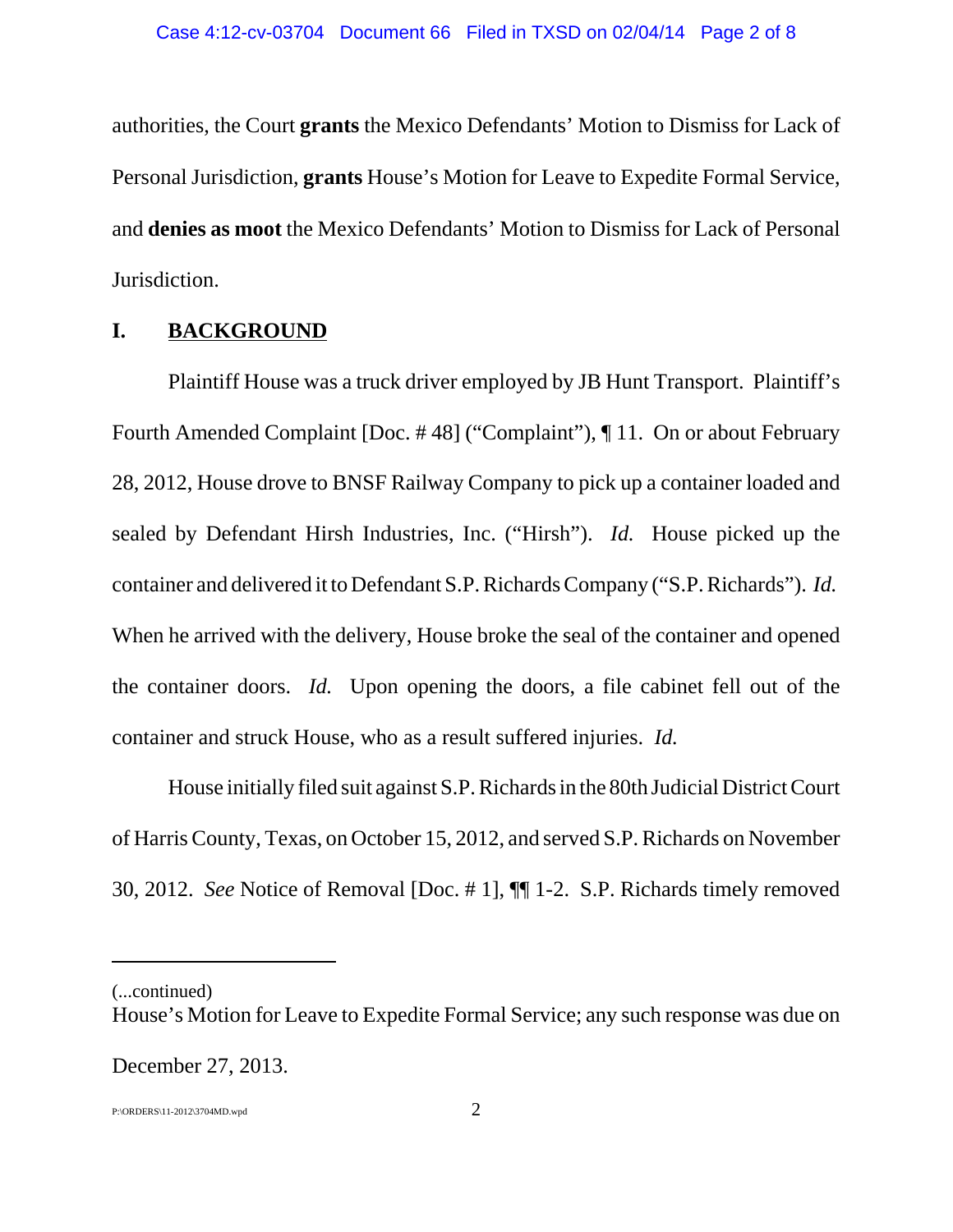authorities, the Court **grants** the Mexico Defendants' Motion to Dismiss for Lack of Personal Jurisdiction, **grants** House's Motion for Leave to Expedite Formal Service, and **denies as moot** the Mexico Defendants' Motion to Dismiss for Lack of Personal Jurisdiction.

## I. BACKGROUND

Plaintiff House was a truck driver employed by JB Hunt Transport. Plaintiff's Fourth Amended Complaint [Doc. # 48] ("Complaint"), ¶ 11. On or about February 28, 2012, House drove to BNSF Railway Company to pick up a container loaded and sealed by Defendant Hirsh Industries, Inc. ("Hirsh"). *Id.* House picked up the container and delivered it to Defendant S.P. Richards Company ("S.P. Richards"). *Id.* When he arrived with the delivery, House broke the seal of the container and opened the container doors. *Id.* Upon opening the doors, a file cabinet fell out of the container and struck House, who as a result suffered injuries. *Id.*

House initially filed suit against S.P. Richards in the 80th Judicial District Court of Harris County, Texas, on October 15, 2012, and served S.P. Richards on November 30, 2012. *See* Notice of Removal [Doc. # 1], ¶¶ 1-2. S.P. Richards timely removed

---

(...continued)
House's Motion for Leave to Expedite Formal Service; any such response was due on December 27, 2013.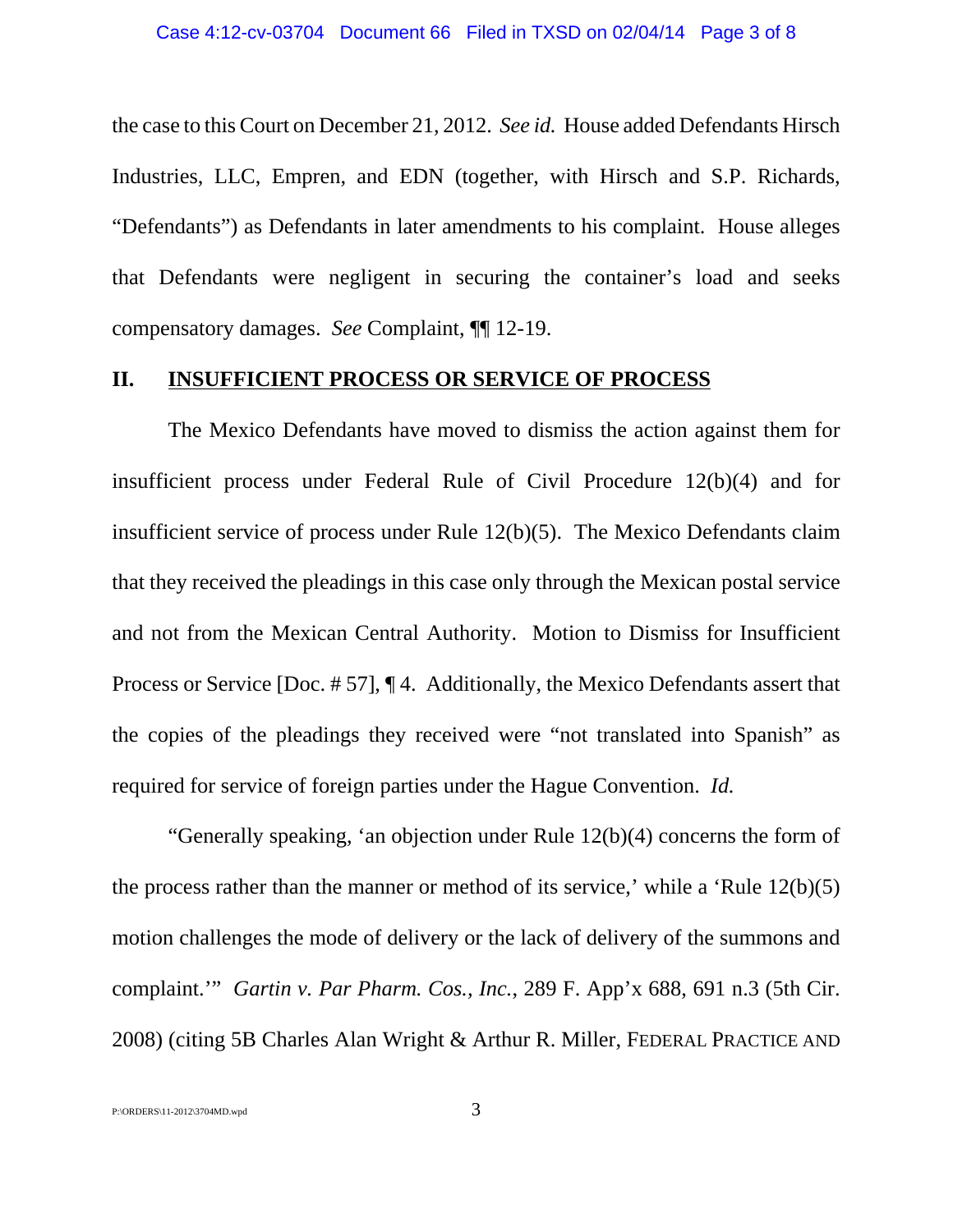the case to this Court on December 21, 2012. *See id.* House added Defendants Hirsch Industries, LLC, Empren, and EDN (together, with Hirsch and S.P. Richards, "Defendants") as Defendants in later amendments to his complaint. House alleges that Defendants were negligent in securing the container's load and seeks compensatory damages. *See* Complaint, ¶¶ 12-19.

## II. INSUFFICIENT PROCESS OR SERVICE OF PROCESS

The Mexico Defendants have moved to dismiss the action against them for insufficient process under Federal Rule of Civil Procedure 12(b)(4) and for insufficient service of process under Rule 12(b)(5). The Mexico Defendants claim that they received the pleadings in this case only through the Mexican postal service and not from the Mexican Central Authority. Motion to Dismiss for Insufficient Process or Service [Doc. # 57], ¶ 4. Additionally, the Mexico Defendants assert that the copies of the pleadings they received were "not translated into Spanish" as required for service of foreign parties under the Hague Convention. *Id.*

"Generally speaking, 'an objection under Rule 12(b)(4) concerns the form of the process rather than the manner or method of its service,' while a 'Rule 12(b)(5) motion challenges the mode of delivery or the lack of delivery of the summons and complaint.'" *Gartin v. Par Pharm. Cos., Inc.*, 289 F. App'x 688, 691 n.3 (5th Cir. 2008) (citing 5B Charles Alan Wright & Arthur R. Miller, FEDERAL PRACTICE AND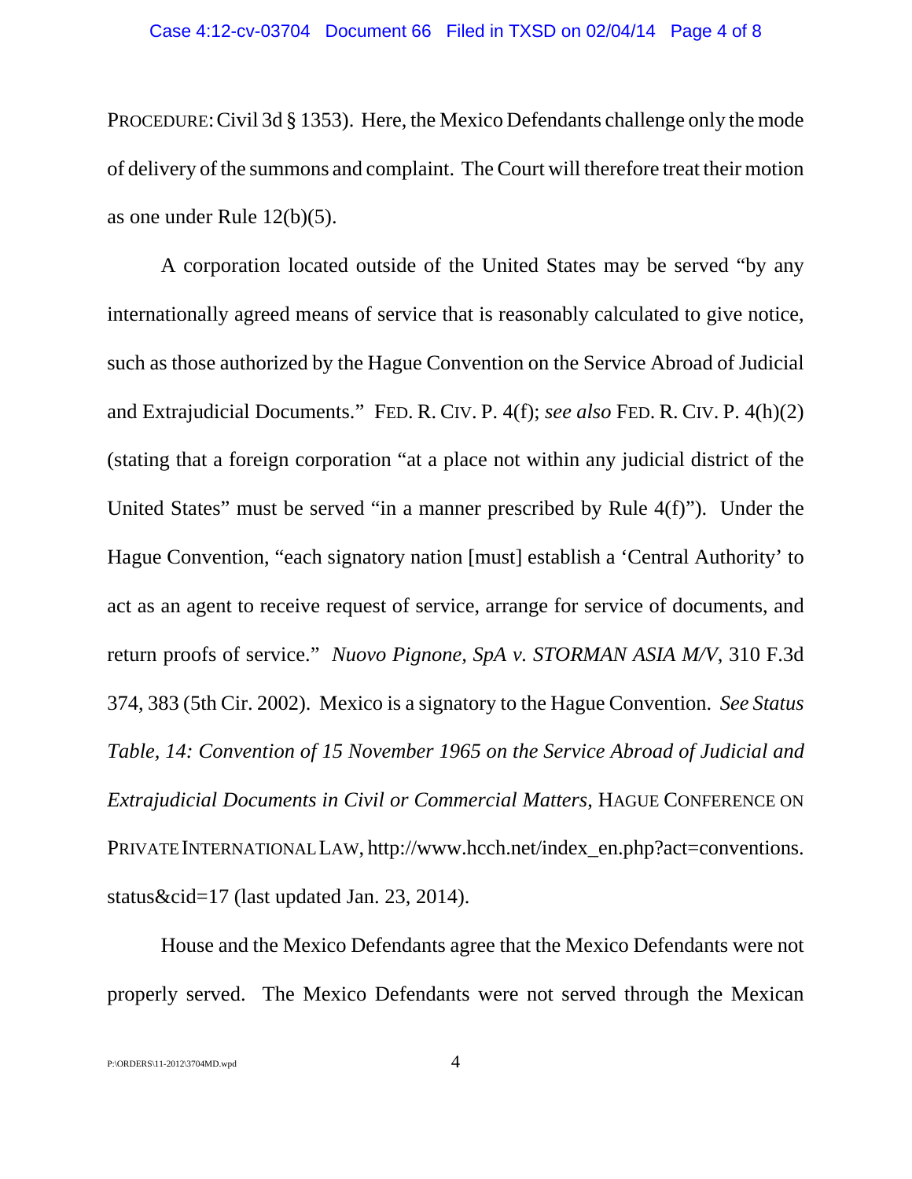PROCEDURE: Civil 3d § 1353). Here, the Mexico Defendants challenge only the mode of delivery of the summons and complaint. The Court will therefore treat their motion as one under Rule 12(b)(5).

A corporation located outside of the United States may be served "by any internationally agreed means of service that is reasonably calculated to give notice, such as those authorized by the Hague Convention on the Service Abroad of Judicial and Extrajudicial Documents." FED. R. CIV. P. 4(f); *see also* FED. R. CIV. P. 4(h)(2) (stating that a foreign corporation "at a place not within any judicial district of the United States" must be served "in a manner prescribed by Rule 4(f)"). Under the Hague Convention, "each signatory nation [must] establish a 'Central Authority' to act as an agent to receive request of service, arrange for service of documents, and return proofs of service." *Nuovo Pignone, SpA v. STORMAN ASIA M/V*, 310 F.3d 374, 383 (5th Cir. 2002). Mexico is a signatory to the Hague Convention. *See Status Table, 14: Convention of 15 November 1965 on the Service Abroad of Judicial and Extrajudicial Documents in Civil or Commercial Matters*, HAGUE CONFERENCE ON PRIVATE INTERNATIONAL LAW, http://www.hcch.net/index_en.php?act=conventions.status&cid=17 (last updated Jan. 23, 2014).

House and the Mexico Defendants agree that the Mexico Defendants were not properly served. The Mexico Defendants were not served through the Mexican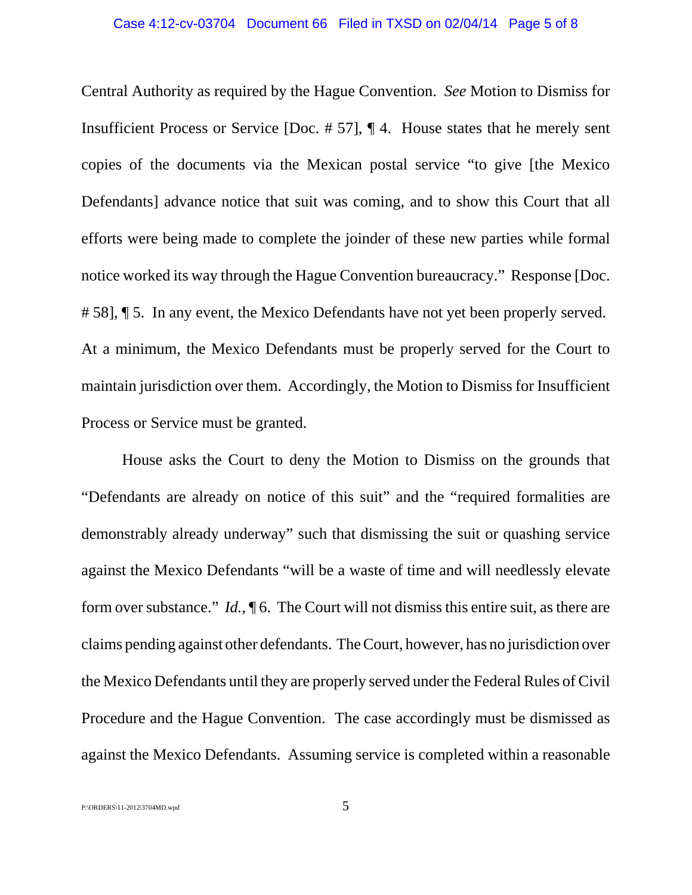Central Authority as required by the Hague Convention. *See* Motion to Dismiss for Insufficient Process or Service [Doc. # 57], ¶ 4. House states that he merely sent copies of the documents via the Mexican postal service "to give [the Mexico Defendants] advance notice that suit was coming, and to show this Court that all efforts were being made to complete the joinder of these new parties while formal notice worked its way through the Hague Convention bureaucracy." Response [Doc. # 58], ¶ 5. In any event, the Mexico Defendants have not yet been properly served. At a minimum, the Mexico Defendants must be properly served for the Court to maintain jurisdiction over them. Accordingly, the Motion to Dismiss for Insufficient Process or Service must be granted.

House asks the Court to deny the Motion to Dismiss on the grounds that "Defendants are already on notice of this suit" and the "required formalities are demonstrably already underway" such that dismissing the suit or quashing service against the Mexico Defendants "will be a waste of time and will needlessly elevate form over substance." *Id.*, ¶ 6. The Court will not dismiss this entire suit, as there are claims pending against other defendants. The Court, however, has no jurisdiction over the Mexico Defendants until they are properly served under the Federal Rules of Civil Procedure and the Hague Convention. The case accordingly must be dismissed as against the Mexico Defendants. Assuming service is completed within a reasonable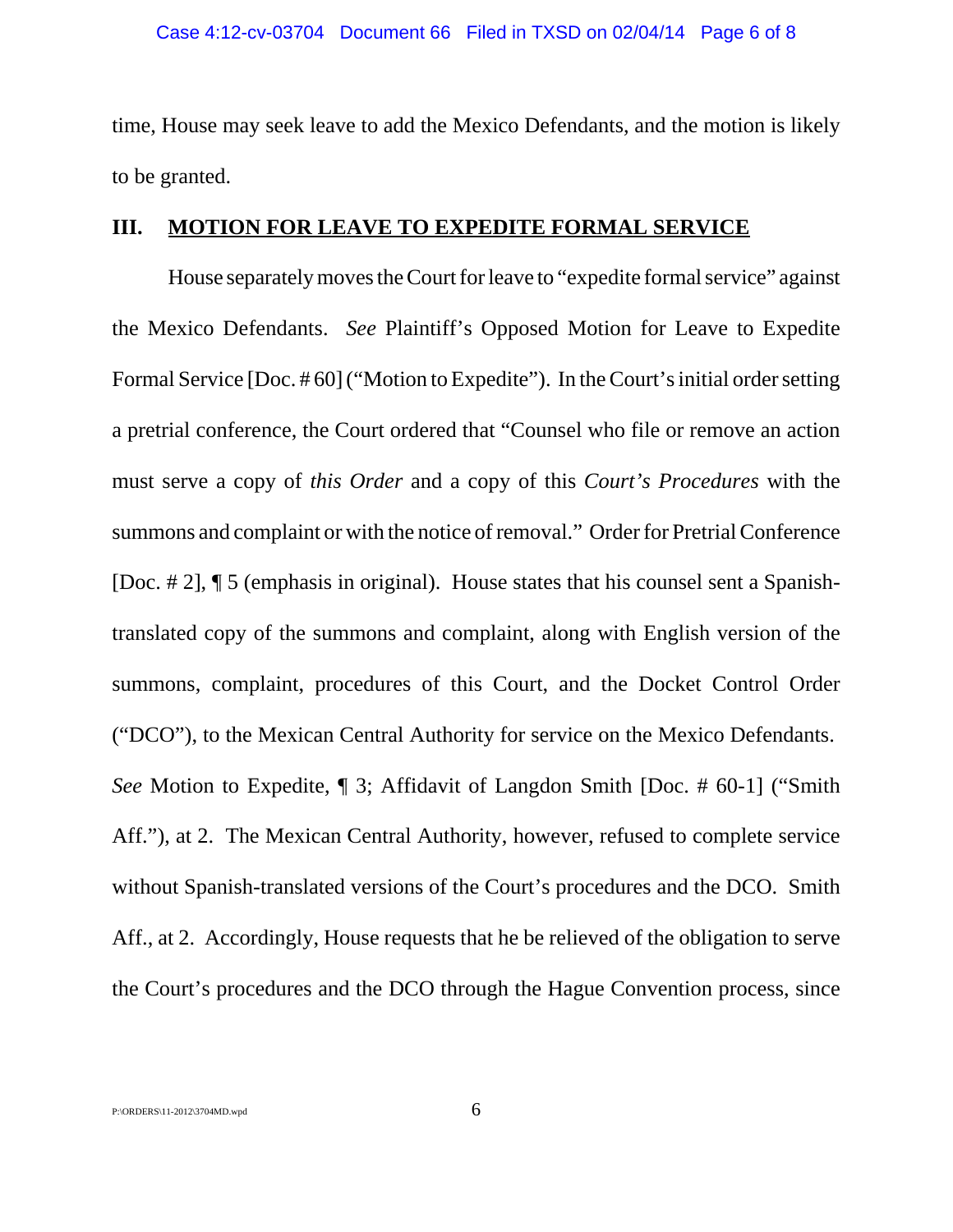time, House may seek leave to add the Mexico Defendants, and the motion is likely to be granted.

## III. MOTION FOR LEAVE TO EXPEDITE FORMAL SERVICE

House separately moves the Court for leave to "expedite formal service" against the Mexico Defendants. *See* Plaintiff's Opposed Motion for Leave to Expedite Formal Service [Doc. # 60] ("Motion to Expedite"). In the Court's initial order setting a pretrial conference, the Court ordered that "Counsel who file or remove an action must serve a copy of *this Order* and a copy of this *Court's Procedures* with the summons and complaint or with the notice of removal." Order for Pretrial Conference [Doc. # 2], ¶ 5 (emphasis in original). House states that his counsel sent a Spanish-translated copy of the summons and complaint, along with English version of the summons, complaint, procedures of this Court, and the Docket Control Order ("DCO"), to the Mexican Central Authority for service on the Mexico Defendants. *See* Motion to Expedite, ¶ 3; Affidavit of Langdon Smith [Doc. # 60-1] ("Smith Aff."), at 2. The Mexican Central Authority, however, refused to complete service without Spanish-translated versions of the Court's procedures and the DCO. Smith Aff., at 2. Accordingly, House requests that he be relieved of the obligation to serve the Court's procedures and the DCO through the Hague Convention process, since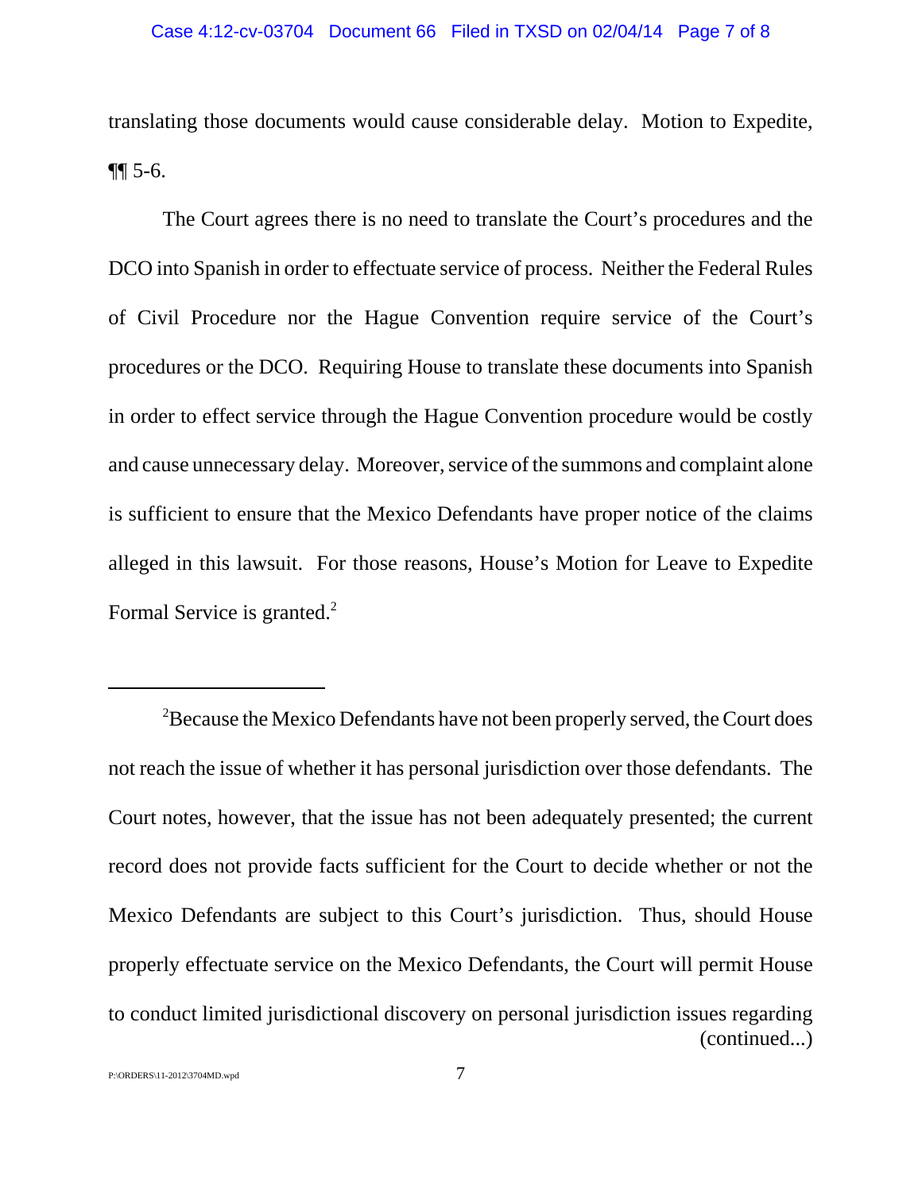translating those documents would cause considerable delay. Motion to Expedite, ¶¶ 5-6.

The Court agrees there is no need to translate the Court's procedures and the DCO into Spanish in order to effectuate service of process. Neither the Federal Rules of Civil Procedure nor the Hague Convention require service of the Court's procedures or the DCO. Requiring House to translate these documents into Spanish in order to effect service through the Hague Convention procedure would be costly and cause unnecessary delay. Moreover, service of the summons and complaint alone is sufficient to ensure that the Mexico Defendants have proper notice of the claims alleged in this lawsuit. For those reasons, House's Motion for Leave to Expedite Formal Service is granted.[2]

---

[2]Because the Mexico Defendants have not been properly served, the Court does not reach the issue of whether it has personal jurisdiction over those defendants. The Court notes, however, that the issue has not been adequately presented; the current record does not provide facts sufficient for the Court to decide whether or not the Mexico Defendants are subject to this Court's jurisdiction. Thus, should House properly effectuate service on the Mexico Defendants, the Court will permit House to conduct limited jurisdictional discovery on personal jurisdiction issues regarding (continued...)

P:\ORDERS\11-2012\3704MD.wpd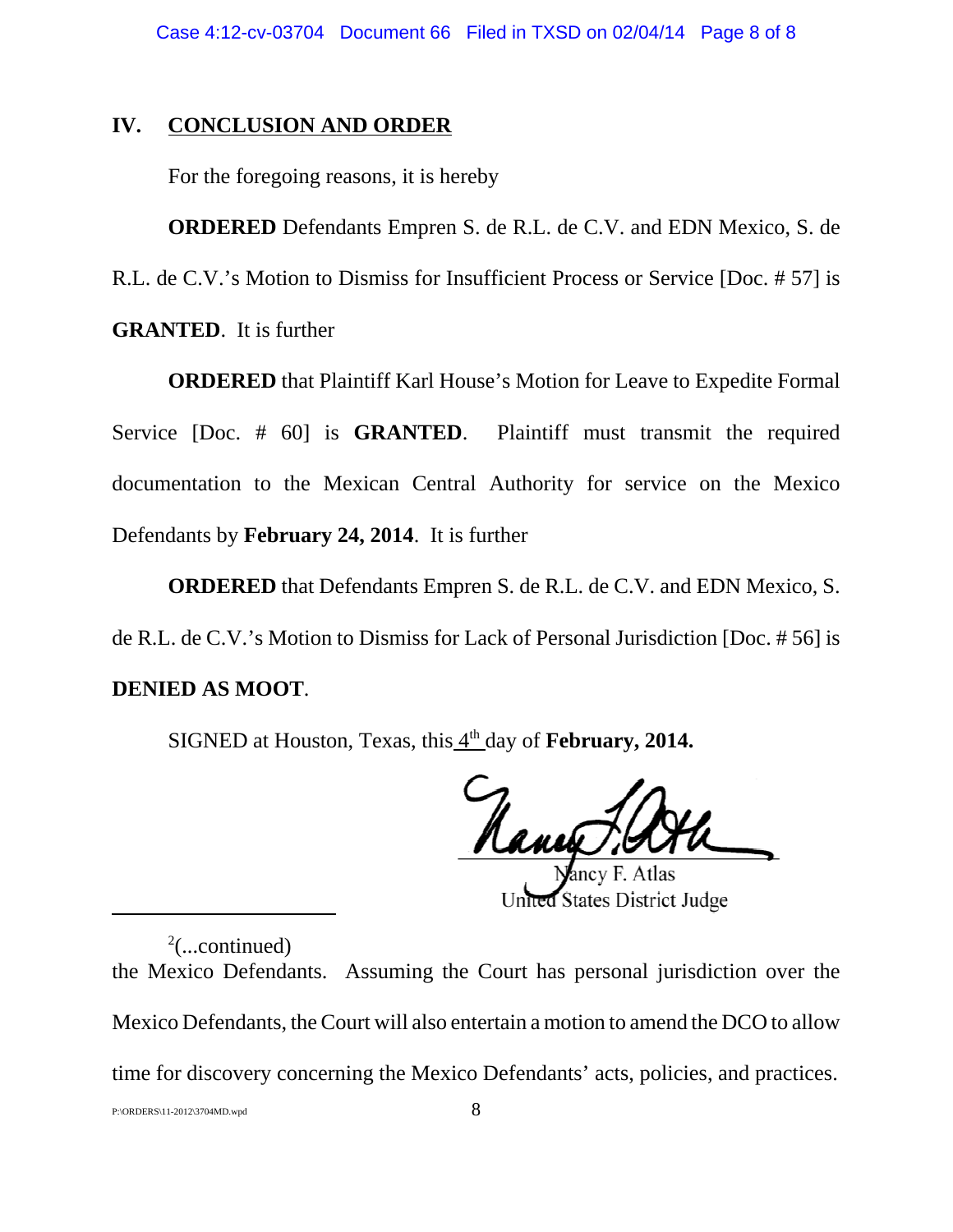## IV. CONCLUSION AND ORDER

For the foregoing reasons, it is hereby

**ORDERED** Defendants Empren S. de R.L. de C.V. and EDN Mexico, S. de R.L. de C.V.'s Motion to Dismiss for Insufficient Process or Service [Doc. # 57] is **GRANTED**. It is further

**ORDERED** that Plaintiff Karl House's Motion for Leave to Expedite Formal Service [Doc. # 60] is **GRANTED**. Plaintiff must transmit the required documentation to the Mexican Central Authority for service on the Mexico Defendants by **February 24, 2014**. It is further

**ORDERED** that Defendants Empren S. de R.L. de C.V. and EDN Mexico, S. de R.L. de C.V.'s Motion to Dismiss for Lack of Personal Jurisdiction [Doc. # 56] is **DENIED AS MOOT**.

SIGNED at Houston, Texas, this 4th day of **February, 2014.**

Nancy F. Atlas
United States District Judge

---

[2](...continued)
the Mexico Defendants. Assuming the Court has personal jurisdiction over the Mexico Defendants, the Court will also entertain a motion to amend the DCO to allow time for discovery concerning the Mexico Defendants' acts, policies, and practices.

P:\ORDERS\11-2012\3704MD.wpd